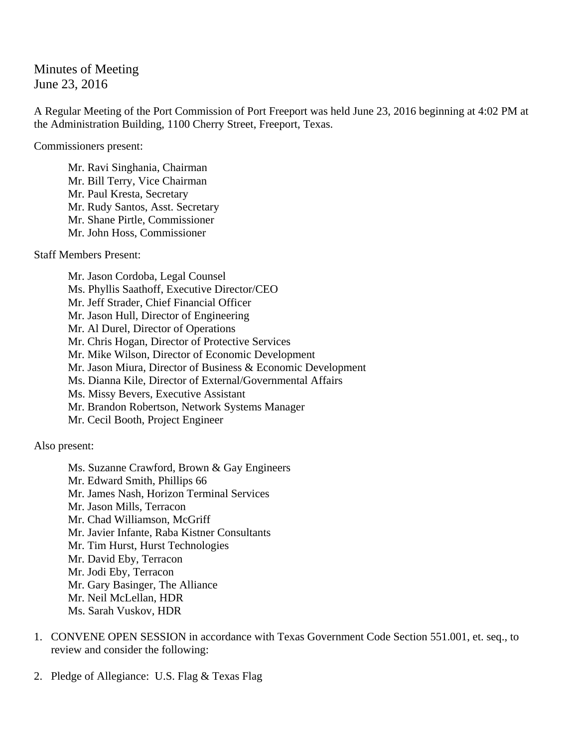Minutes of Meeting
June 23, 2016

A Regular Meeting of the Port Commission of Port Freeport was held June 23, 2016 beginning at 4:02 PM at the Administration Building, 1100 Cherry Street, Freeport, Texas.

Commissioners present:

Mr. Ravi Singhania, Chairman
Mr. Bill Terry, Vice Chairman
Mr. Paul Kresta, Secretary
Mr. Rudy Santos, Asst. Secretary
Mr. Shane Pirtle, Commissioner
Mr. John Hoss, Commissioner

Staff Members Present:

Mr. Jason Cordoba, Legal Counsel
Ms. Phyllis Saathoff, Executive Director/CEO
Mr. Jeff Strader, Chief Financial Officer
Mr. Jason Hull, Director of Engineering
Mr. Al Durel, Director of Operations
Mr. Chris Hogan, Director of Protective Services
Mr. Mike Wilson, Director of Economic Development
Mr. Jason Miura, Director of Business & Economic Development
Ms. Dianna Kile, Director of External/Governmental Affairs
Ms. Missy Bevers, Executive Assistant
Mr. Brandon Robertson, Network Systems Manager
Mr. Cecil Booth, Project Engineer

Also present:

Ms. Suzanne Crawford, Brown & Gay Engineers
Mr. Edward Smith, Phillips 66
Mr. James Nash, Horizon Terminal Services
Mr. Jason Mills, Terracon
Mr. Chad Williamson, McGriff
Mr. Javier Infante, Raba Kistner Consultants
Mr. Tim Hurst, Hurst Technologies
Mr. David Eby, Terracon
Mr. Jodi Eby, Terracon
Mr. Gary Basinger, The Alliance
Mr. Neil McLellan, HDR
Ms. Sarah Vuskov, HDR

1. CONVENE OPEN SESSION in accordance with Texas Government Code Section 551.001, et. seq., to review and consider the following:

2. Pledge of Allegiance: U.S. Flag & Texas Flag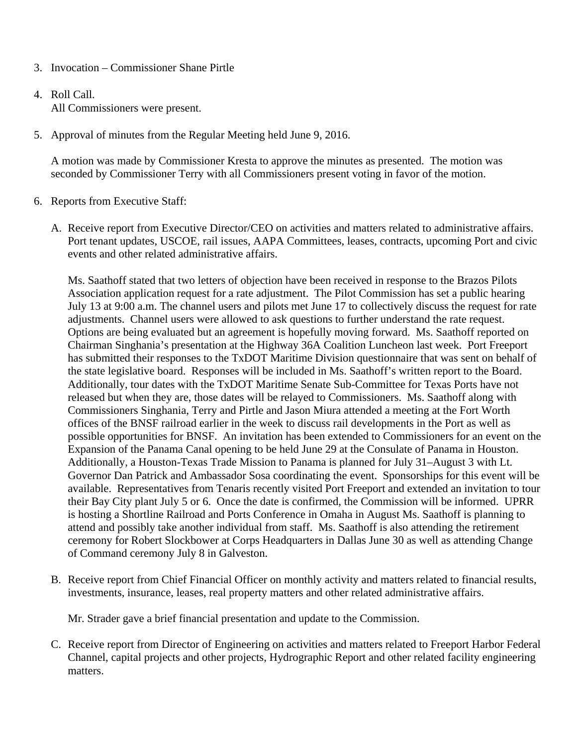3. Invocation – Commissioner Shane Pirtle

4. Roll Call.
   All Commissioners were present.

5. Approval of minutes from the Regular Meeting held June 9, 2016.

   A motion was made by Commissioner Kresta to approve the minutes as presented. The motion was seconded by Commissioner Terry with all Commissioners present voting in favor of the motion.

6. Reports from Executive Staff:

   A. Receive report from Executive Director/CEO on activities and matters related to administrative affairs. Port tenant updates, USCOE, rail issues, AAPA Committees, leases, contracts, upcoming Port and civic events and other related administrative affairs.

      Ms. Saathoff stated that two letters of objection have been received in response to the Brazos Pilots Association application request for a rate adjustment. The Pilot Commission has set a public hearing July 13 at 9:00 a.m. The channel users and pilots met June 17 to collectively discuss the request for rate adjustments. Channel users were allowed to ask questions to further understand the rate request. Options are being evaluated but an agreement is hopefully moving forward. Ms. Saathoff reported on Chairman Singhania's presentation at the Highway 36A Coalition Luncheon last week. Port Freeport has submitted their responses to the TxDOT Maritime Division questionnaire that was sent on behalf of the state legislative board. Responses will be included in Ms. Saathoff's written report to the Board. Additionally, tour dates with the TxDOT Maritime Senate Sub-Committee for Texas Ports have not released but when they are, those dates will be relayed to Commissioners. Ms. Saathoff along with Commissioners Singhania, Terry and Pirtle and Jason Miura attended a meeting at the Fort Worth offices of the BNSF railroad earlier in the week to discuss rail developments in the Port as well as possible opportunities for BNSF. An invitation has been extended to Commissioners for an event on the Expansion of the Panama Canal opening to be held June 29 at the Consulate of Panama in Houston. Additionally, a Houston-Texas Trade Mission to Panama is planned for July 31–August 3 with Lt. Governor Dan Patrick and Ambassador Sosa coordinating the event. Sponsorships for this event will be available. Representatives from Tenaris recently visited Port Freeport and extended an invitation to tour their Bay City plant July 5 or 6. Once the date is confirmed, the Commission will be informed. UPRR is hosting a Shortline Railroad and Ports Conference in Omaha in August Ms. Saathoff is planning to attend and possibly take another individual from staff. Ms. Saathoff is also attending the retirement ceremony for Robert Slockbower at Corps Headquarters in Dallas June 30 as well as attending Change of Command ceremony July 8 in Galveston.

   B. Receive report from Chief Financial Officer on monthly activity and matters related to financial results, investments, insurance, leases, real property matters and other related administrative affairs.

      Mr. Strader gave a brief financial presentation and update to the Commission.

   C. Receive report from Director of Engineering on activities and matters related to Freeport Harbor Federal Channel, capital projects and other projects, Hydrographic Report and other related facility engineering matters.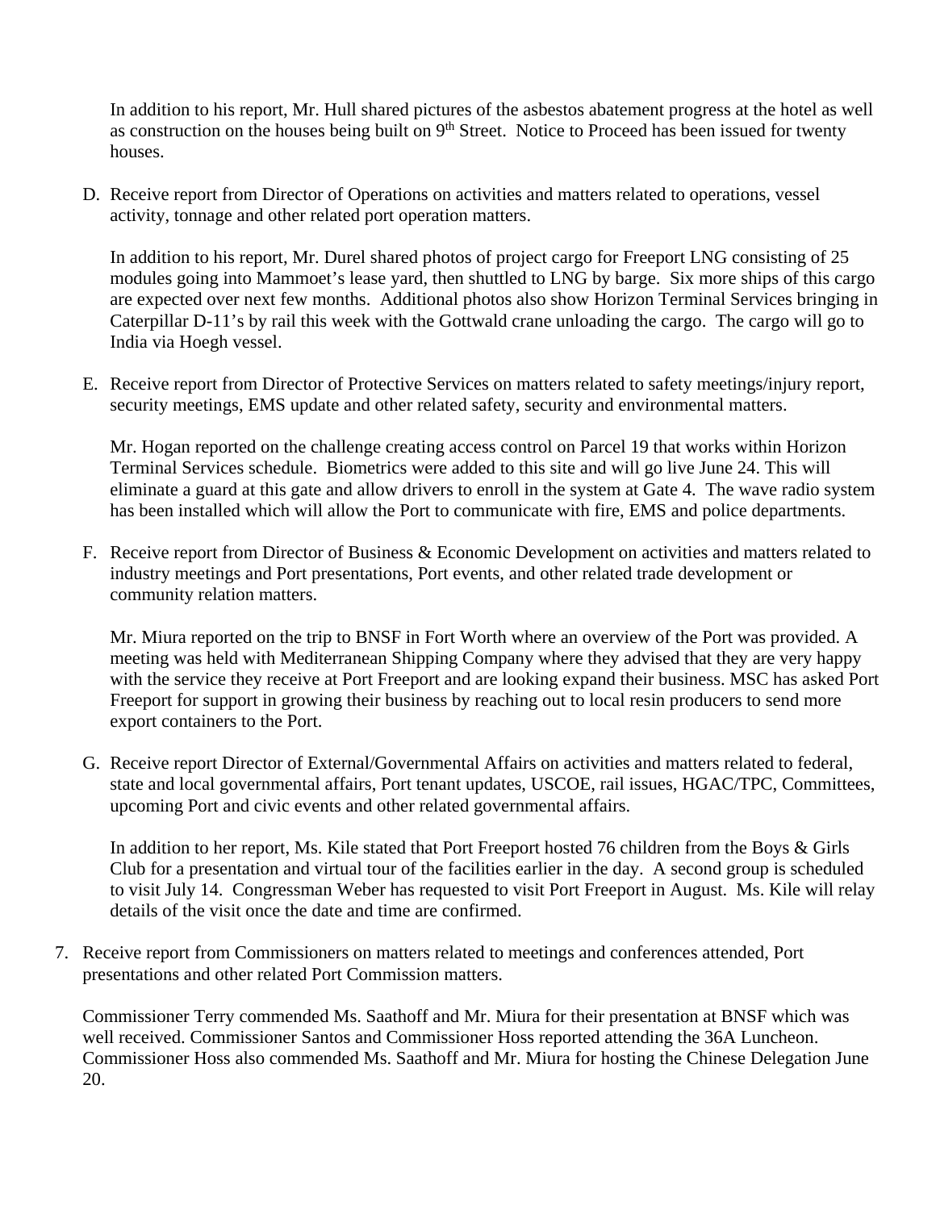In addition to his report, Mr. Hull shared pictures of the asbestos abatement progress at the hotel as well as construction on the houses being built on 9th Street. Notice to Proceed has been issued for twenty houses.

D. Receive report from Director of Operations on activities and matters related to operations, vessel activity, tonnage and other related port operation matters.

   In addition to his report, Mr. Durel shared photos of project cargo for Freeport LNG consisting of 25 modules going into Mammoet's lease yard, then shuttled to LNG by barge. Six more ships of this cargo are expected over next few months. Additional photos also show Horizon Terminal Services bringing in Caterpillar D-11's by rail this week with the Gottwald crane unloading the cargo. The cargo will go to India via Hoegh vessel.

E. Receive report from Director of Protective Services on matters related to safety meetings/injury report, security meetings, EMS update and other related safety, security and environmental matters.

   Mr. Hogan reported on the challenge creating access control on Parcel 19 that works within Horizon Terminal Services schedule. Biometrics were added to this site and will go live June 24. This will eliminate a guard at this gate and allow drivers to enroll in the system at Gate 4. The wave radio system has been installed which will allow the Port to communicate with fire, EMS and police departments.

F. Receive report from Director of Business & Economic Development on activities and matters related to industry meetings and Port presentations, Port events, and other related trade development or community relation matters.

   Mr. Miura reported on the trip to BNSF in Fort Worth where an overview of the Port was provided. A meeting was held with Mediterranean Shipping Company where they advised that they are very happy with the service they receive at Port Freeport and are looking expand their business. MSC has asked Port Freeport for support in growing their business by reaching out to local resin producers to send more export containers to the Port.

G. Receive report Director of External/Governmental Affairs on activities and matters related to federal, state and local governmental affairs, Port tenant updates, USCOE, rail issues, HGAC/TPC, Committees, upcoming Port and civic events and other related governmental affairs.

   In addition to her report, Ms. Kile stated that Port Freeport hosted 76 children from the Boys & Girls Club for a presentation and virtual tour of the facilities earlier in the day. A second group is scheduled to visit July 14. Congressman Weber has requested to visit Port Freeport in August. Ms. Kile will relay details of the visit once the date and time are confirmed.

7. Receive report from Commissioners on matters related to meetings and conferences attended, Port presentations and other related Port Commission matters.

   Commissioner Terry commended Ms. Saathoff and Mr. Miura for their presentation at BNSF which was well received. Commissioner Santos and Commissioner Hoss reported attending the 36A Luncheon. Commissioner Hoss also commended Ms. Saathoff and Mr. Miura for hosting the Chinese Delegation June 20.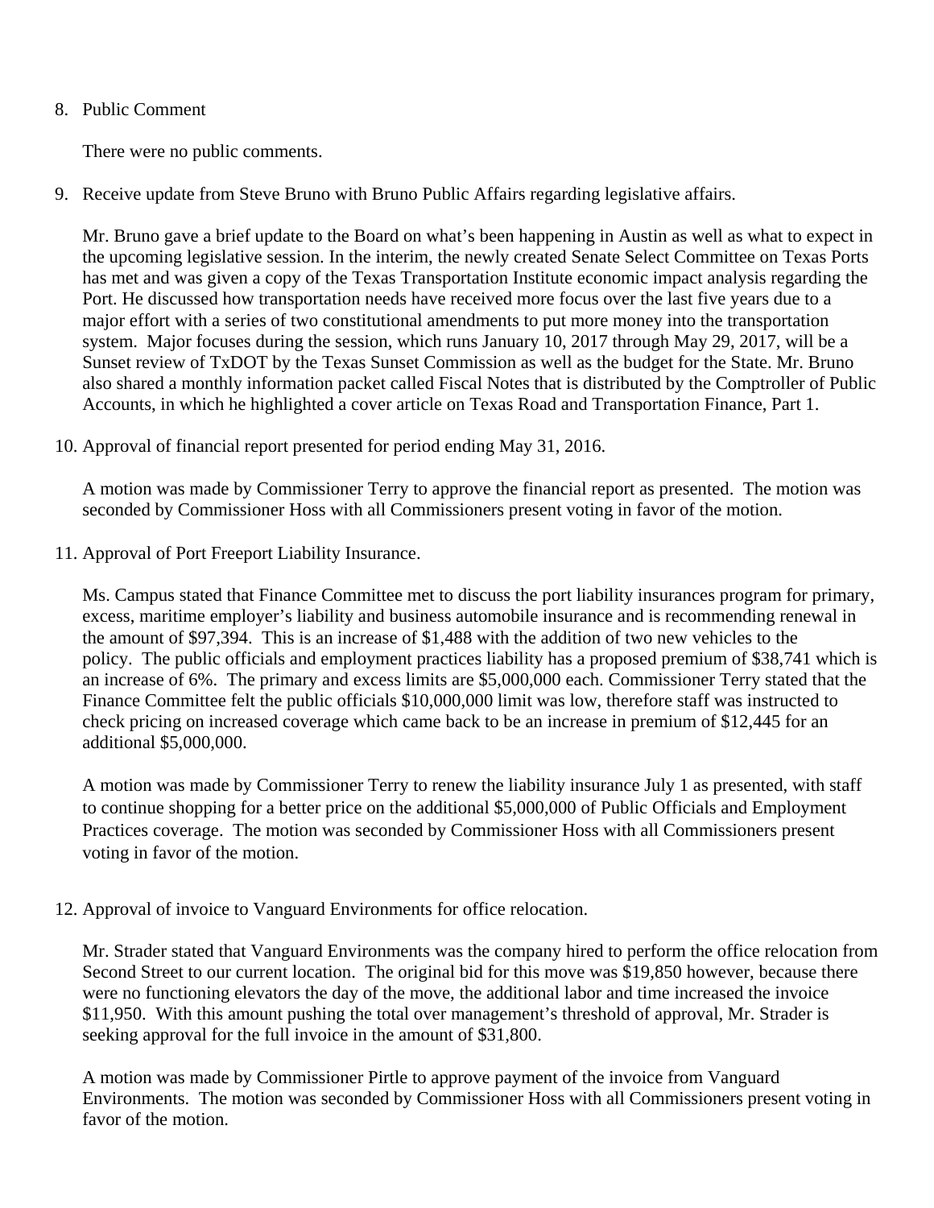8. Public Comment

   There were no public comments.

9. Receive update from Steve Bruno with Bruno Public Affairs regarding legislative affairs.

   Mr. Bruno gave a brief update to the Board on what's been happening in Austin as well as what to expect in the upcoming legislative session. In the interim, the newly created Senate Select Committee on Texas Ports has met and was given a copy of the Texas Transportation Institute economic impact analysis regarding the Port. He discussed how transportation needs have received more focus over the last five years due to a major effort with a series of two constitutional amendments to put more money into the transportation system. Major focuses during the session, which runs January 10, 2017 through May 29, 2017, will be a Sunset review of TxDOT by the Texas Sunset Commission as well as the budget for the State. Mr. Bruno also shared a monthly information packet called Fiscal Notes that is distributed by the Comptroller of Public Accounts, in which he highlighted a cover article on Texas Road and Transportation Finance, Part 1.

10. Approval of financial report presented for period ending May 31, 2016.

    A motion was made by Commissioner Terry to approve the financial report as presented. The motion was seconded by Commissioner Hoss with all Commissioners present voting in favor of the motion.

11. Approval of Port Freeport Liability Insurance.

    Ms. Campus stated that Finance Committee met to discuss the port liability insurances program for primary, excess, maritime employer's liability and business automobile insurance and is recommending renewal in the amount of $97,394. This is an increase of $1,488 with the addition of two new vehicles to the policy. The public officials and employment practices liability has a proposed premium of $38,741 which is an increase of 6%. The primary and excess limits are $5,000,000 each. Commissioner Terry stated that the Finance Committee felt the public officials $10,000,000 limit was low, therefore staff was instructed to check pricing on increased coverage which came back to be an increase in premium of $12,445 for an additional $5,000,000.

    A motion was made by Commissioner Terry to renew the liability insurance July 1 as presented, with staff to continue shopping for a better price on the additional $5,000,000 of Public Officials and Employment Practices coverage. The motion was seconded by Commissioner Hoss with all Commissioners present voting in favor of the motion.

12. Approval of invoice to Vanguard Environments for office relocation.

    Mr. Strader stated that Vanguard Environments was the company hired to perform the office relocation from Second Street to our current location. The original bid for this move was $19,850 however, because there were no functioning elevators the day of the move, the additional labor and time increased the invoice $11,950. With this amount pushing the total over management's threshold of approval, Mr. Strader is seeking approval for the full invoice in the amount of $31,800.

    A motion was made by Commissioner Pirtle to approve payment of the invoice from Vanguard Environments. The motion was seconded by Commissioner Hoss with all Commissioners present voting in favor of the motion.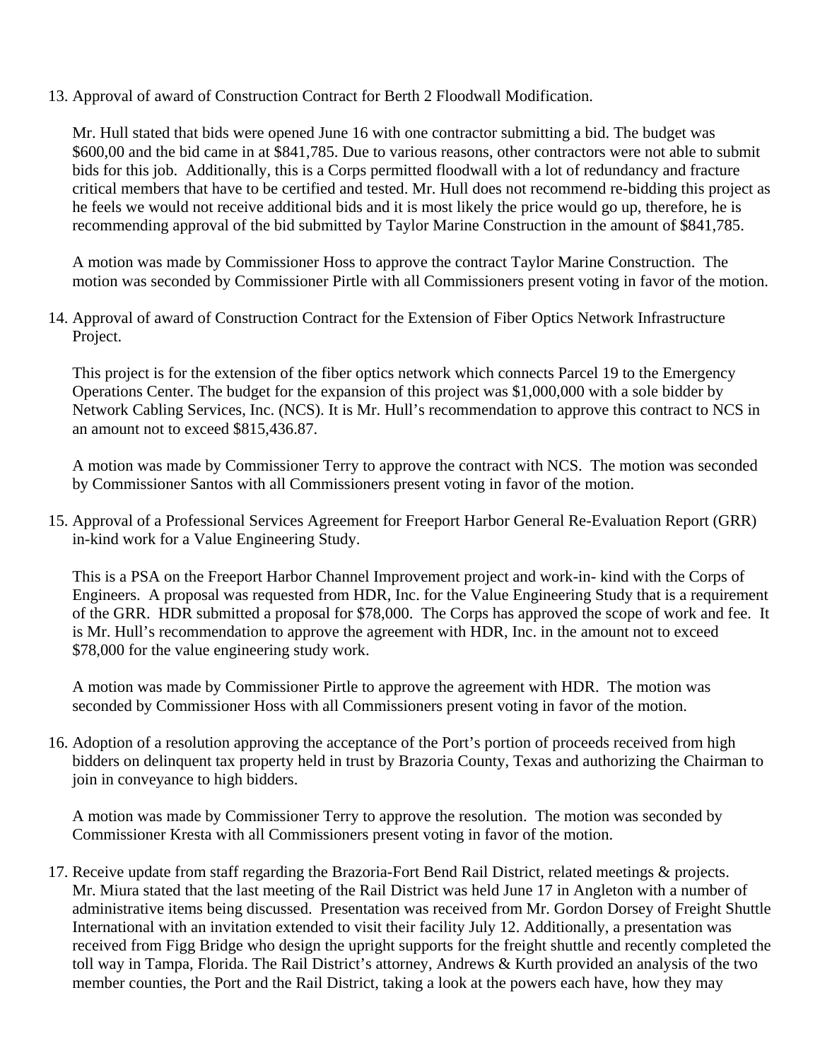13. Approval of award of Construction Contract for Berth 2 Floodwall Modification.

    Mr. Hull stated that bids were opened June 16 with one contractor submitting a bid. The budget was $600,00 and the bid came in at $841,785. Due to various reasons, other contractors were not able to submit bids for this job. Additionally, this is a Corps permitted floodwall with a lot of redundancy and fracture critical members that have to be certified and tested. Mr. Hull does not recommend re-bidding this project as he feels we would not receive additional bids and it is most likely the price would go up, therefore, he is recommending approval of the bid submitted by Taylor Marine Construction in the amount of $841,785.

    A motion was made by Commissioner Hoss to approve the contract Taylor Marine Construction. The motion was seconded by Commissioner Pirtle with all Commissioners present voting in favor of the motion.

14. Approval of award of Construction Contract for the Extension of Fiber Optics Network Infrastructure Project.

    This project is for the extension of the fiber optics network which connects Parcel 19 to the Emergency Operations Center. The budget for the expansion of this project was $1,000,000 with a sole bidder by Network Cabling Services, Inc. (NCS). It is Mr. Hull's recommendation to approve this contract to NCS in an amount not to exceed $815,436.87.

    A motion was made by Commissioner Terry to approve the contract with NCS. The motion was seconded by Commissioner Santos with all Commissioners present voting in favor of the motion.

15. Approval of a Professional Services Agreement for Freeport Harbor General Re-Evaluation Report (GRR) in-kind work for a Value Engineering Study.

    This is a PSA on the Freeport Harbor Channel Improvement project and work-in- kind with the Corps of Engineers. A proposal was requested from HDR, Inc. for the Value Engineering Study that is a requirement of the GRR. HDR submitted a proposal for $78,000. The Corps has approved the scope of work and fee. It is Mr. Hull's recommendation to approve the agreement with HDR, Inc. in the amount not to exceed $78,000 for the value engineering study work.

    A motion was made by Commissioner Pirtle to approve the agreement with HDR. The motion was seconded by Commissioner Hoss with all Commissioners present voting in favor of the motion.

16. Adoption of a resolution approving the acceptance of the Port's portion of proceeds received from high bidders on delinquent tax property held in trust by Brazoria County, Texas and authorizing the Chairman to join in conveyance to high bidders.

    A motion was made by Commissioner Terry to approve the resolution. The motion was seconded by Commissioner Kresta with all Commissioners present voting in favor of the motion.

17. Receive update from staff regarding the Brazoria-Fort Bend Rail District, related meetings & projects. Mr. Miura stated that the last meeting of the Rail District was held June 17 in Angleton with a number of administrative items being discussed. Presentation was received from Mr. Gordon Dorsey of Freight Shuttle International with an invitation extended to visit their facility July 12. Additionally, a presentation was received from Figg Bridge who design the upright supports for the freight shuttle and recently completed the toll way in Tampa, Florida. The Rail District's attorney, Andrews & Kurth provided an analysis of the two member counties, the Port and the Rail District, taking a look at the powers each have, how they may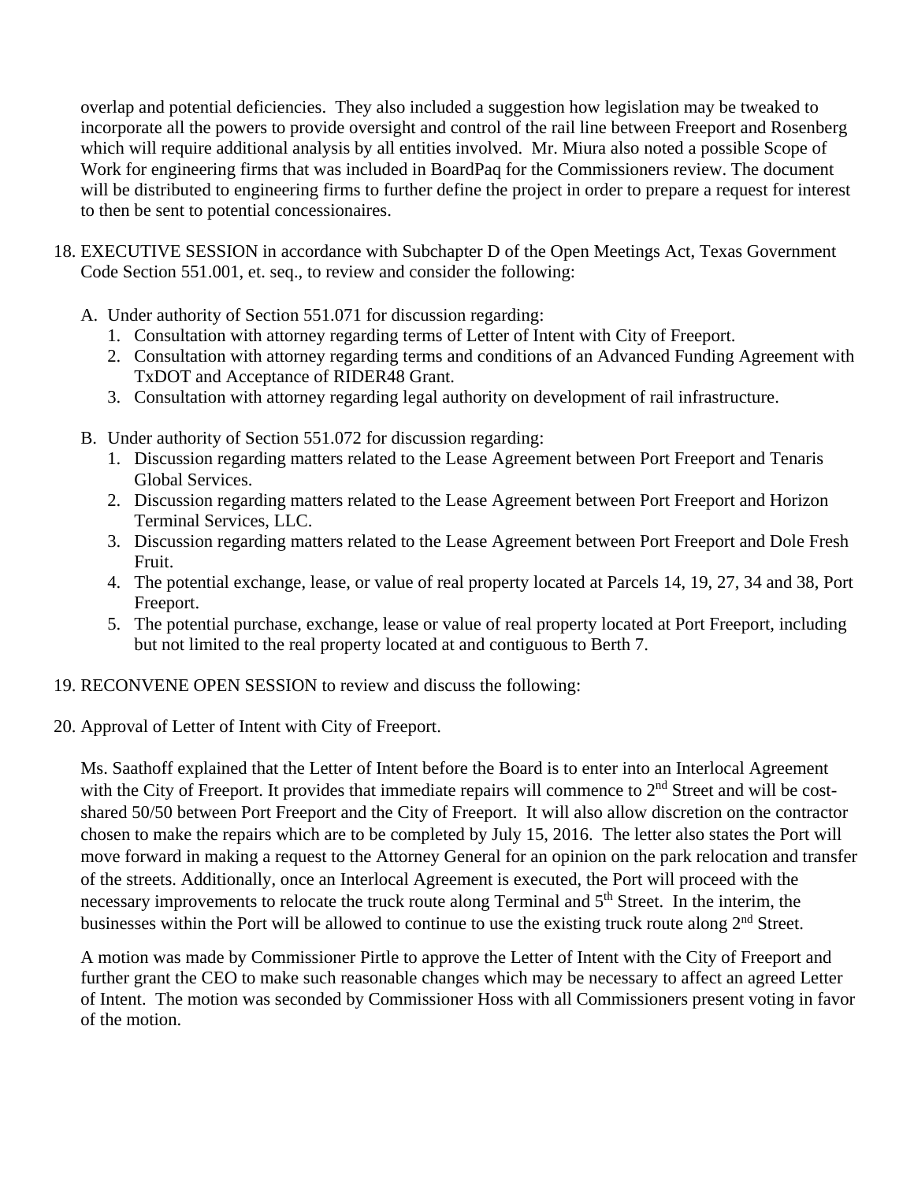overlap and potential deficiencies. They also included a suggestion how legislation may be tweaked to incorporate all the powers to provide oversight and control of the rail line between Freeport and Rosenberg which will require additional analysis by all entities involved. Mr. Miura also noted a possible Scope of Work for engineering firms that was included in BoardPaq for the Commissioners review. The document will be distributed to engineering firms to further define the project in order to prepare a request for interest to then be sent to potential concessionaires.

18. EXECUTIVE SESSION in accordance with Subchapter D of the Open Meetings Act, Texas Government Code Section 551.001, et. seq., to review and consider the following:

    A. Under authority of Section 551.071 for discussion regarding:
        1. Consultation with attorney regarding terms of Letter of Intent with City of Freeport.
        2. Consultation with attorney regarding terms and conditions of an Advanced Funding Agreement with TxDOT and Acceptance of RIDER48 Grant.
        3. Consultation with attorney regarding legal authority on development of rail infrastructure.

    B. Under authority of Section 551.072 for discussion regarding:
        1. Discussion regarding matters related to the Lease Agreement between Port Freeport and Tenaris Global Services.
        2. Discussion regarding matters related to the Lease Agreement between Port Freeport and Horizon Terminal Services, LLC.
        3. Discussion regarding matters related to the Lease Agreement between Port Freeport and Dole Fresh Fruit.
        4. The potential exchange, lease, or value of real property located at Parcels 14, 19, 27, 34 and 38, Port Freeport.
        5. The potential purchase, exchange, lease or value of real property located at Port Freeport, including but not limited to the real property located at and contiguous to Berth 7.

19. RECONVENE OPEN SESSION to review and discuss the following:

20. Approval of Letter of Intent with City of Freeport.

    Ms. Saathoff explained that the Letter of Intent before the Board is to enter into an Interlocal Agreement with the City of Freeport. It provides that immediate repairs will commence to 2nd Street and will be cost-shared 50/50 between Port Freeport and the City of Freeport. It will also allow discretion on the contractor chosen to make the repairs which are to be completed by July 15, 2016. The letter also states the Port will move forward in making a request to the Attorney General for an opinion on the park relocation and transfer of the streets. Additionally, once an Interlocal Agreement is executed, the Port will proceed with the necessary improvements to relocate the truck route along Terminal and 5th Street. In the interim, the businesses within the Port will be allowed to continue to use the existing truck route along 2nd Street.

    A motion was made by Commissioner Pirtle to approve the Letter of Intent with the City of Freeport and further grant the CEO to make such reasonable changes which may be necessary to affect an agreed Letter of Intent. The motion was seconded by Commissioner Hoss with all Commissioners present voting in favor of the motion.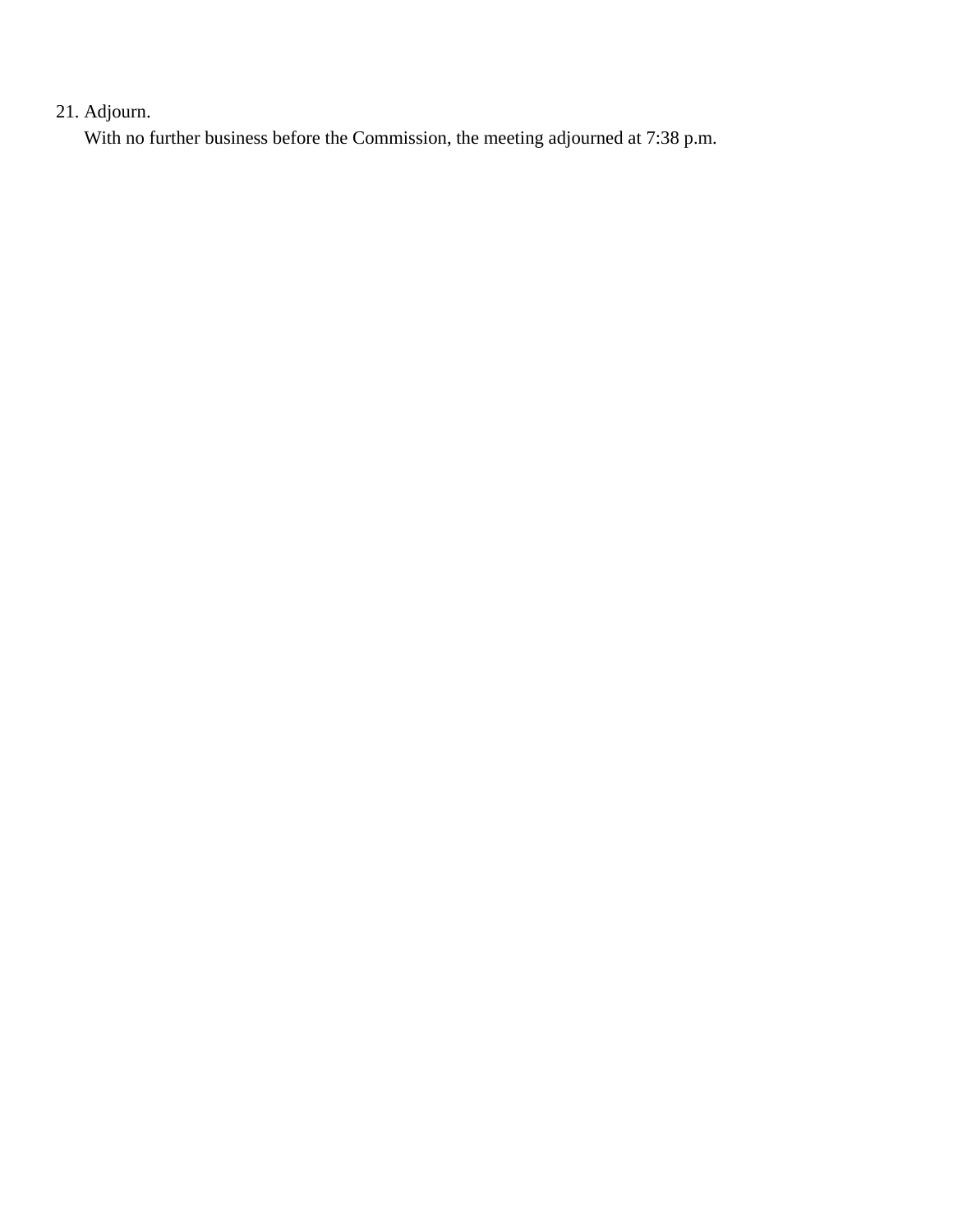21. Adjourn.

    With no further business before the Commission, the meeting adjourned at 7:38 p.m.